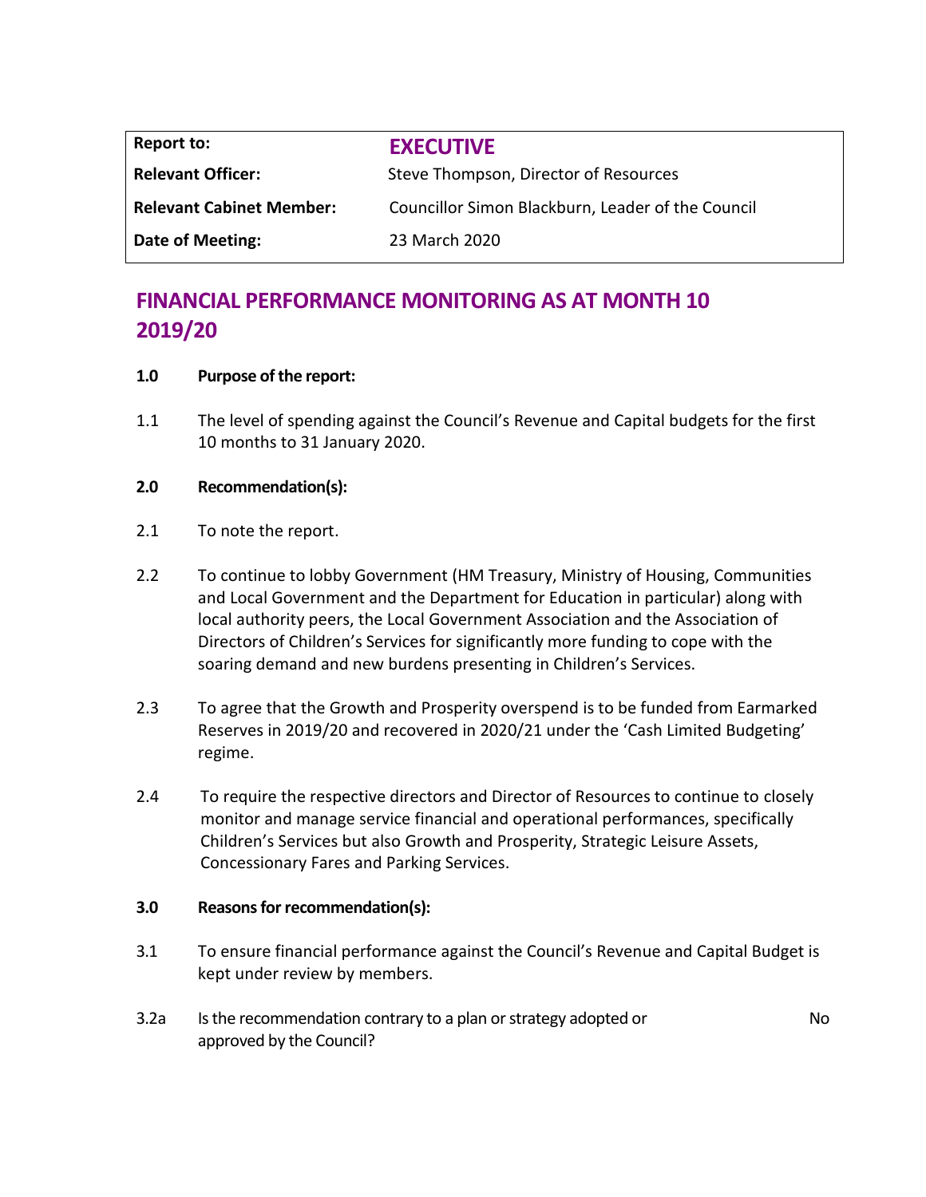| Report to: | **EXECUTIVE** |
|---|---|
| **Relevant Officer:** | Steve Thompson, Director of Resources |
| **Relevant Cabinet Member:** | Councillor Simon Blackburn, Leader of the Council |
| **Date of Meeting:** | 23 March 2020 |

# FINANCIAL PERFORMANCE MONITORING AS AT MONTH 10 2019/20

**1.0 Purpose of the report:**

1.1 The level of spending against the Council's Revenue and Capital budgets for the first 10 months to 31 January 2020.

**2.0 Recommendation(s):**

2.1 To note the report.

2.2 To continue to lobby Government (HM Treasury, Ministry of Housing, Communities and Local Government and the Department for Education in particular) along with local authority peers, the Local Government Association and the Association of Directors of Children's Services for significantly more funding to cope with the soaring demand and new burdens presenting in Children's Services.

2.3 To agree that the Growth and Prosperity overspend is to be funded from Earmarked Reserves in 2019/20 and recovered in 2020/21 under the 'Cash Limited Budgeting' regime.

2.4 To require the respective directors and Director of Resources to continue to closely monitor and manage service financial and operational performances, specifically Children's Services but also Growth and Prosperity, Strategic Leisure Assets, Concessionary Fares and Parking Services.

**3.0 Reasons for recommendation(s):**

3.1 To ensure financial performance against the Council's Revenue and Capital Budget is kept under review by members.

3.2a Is the recommendation contrary to a plan or strategy adopted or approved by the Council? No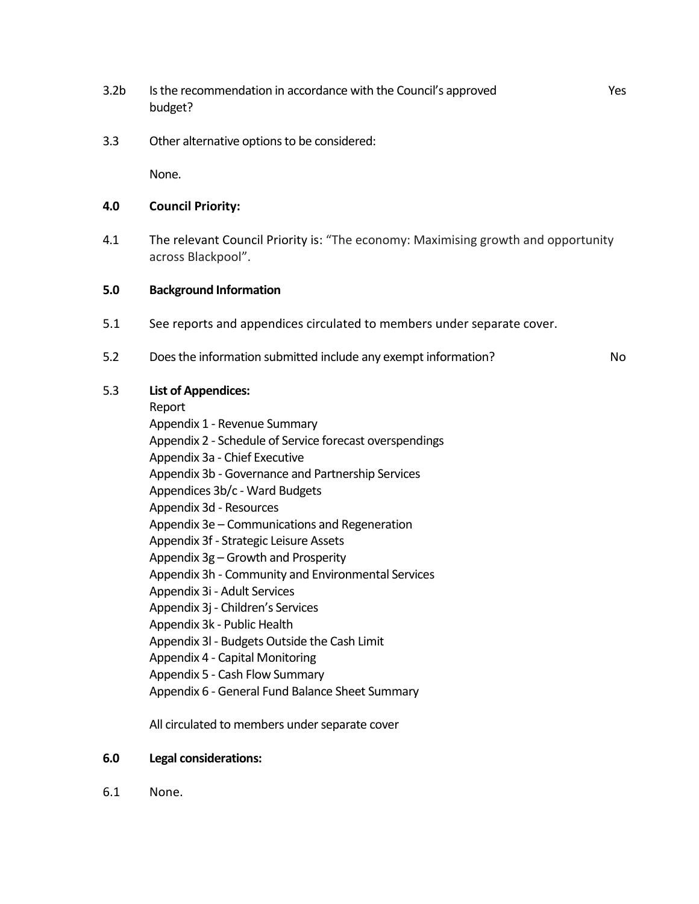3.2b Is the recommendation in accordance with the Council's approved budget? Yes

3.3 Other alternative options to be considered:

None.

**4.0 Council Priority:**

4.1 The relevant Council Priority is: "The economy: Maximising growth and opportunity across Blackpool".

**5.0 Background Information**

5.1 See reports and appendices circulated to members under separate cover.

5.2 Does the information submitted include any exempt information? No

5.3 **List of Appendices:**

Report
Appendix 1 - Revenue Summary
Appendix 2 - Schedule of Service forecast overspendings
Appendix 3a - Chief Executive
Appendix 3b - Governance and Partnership Services
Appendices 3b/c - Ward Budgets
Appendix 3d - Resources
Appendix 3e – Communications and Regeneration
Appendix 3f - Strategic Leisure Assets
Appendix 3g – Growth and Prosperity
Appendix 3h - Community and Environmental Services
Appendix 3i - Adult Services
Appendix 3j - Children's Services
Appendix 3k - Public Health
Appendix 3l - Budgets Outside the Cash Limit
Appendix 4 - Capital Monitoring
Appendix 5 - Cash Flow Summary
Appendix 6 - General Fund Balance Sheet Summary

All circulated to members under separate cover

**6.0 Legal considerations:**

6.1 None.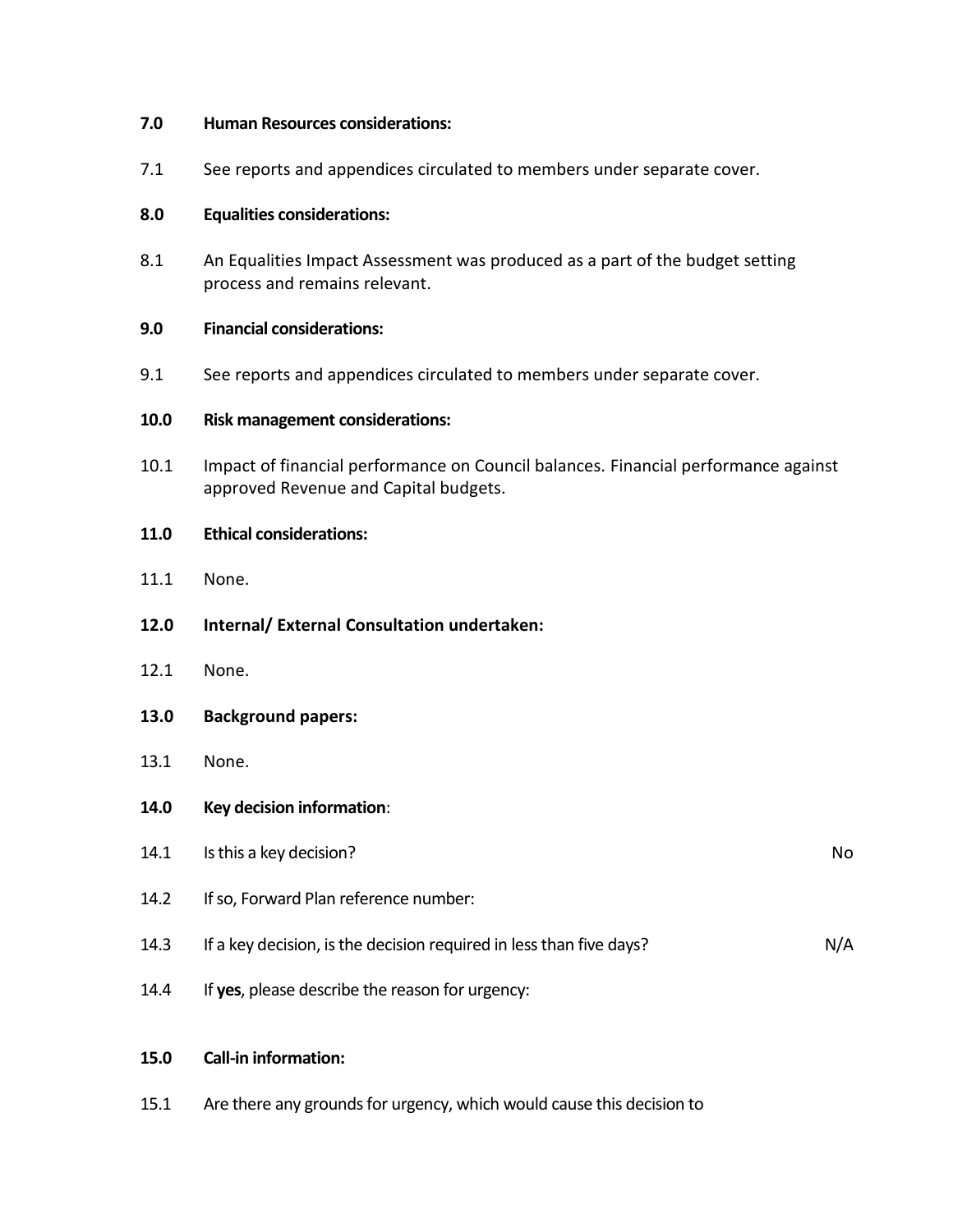**7.0 Human Resources considerations:**

7.1 See reports and appendices circulated to members under separate cover.

**8.0 Equalities considerations:**

8.1 An Equalities Impact Assessment was produced as a part of the budget setting process and remains relevant.

**9.0 Financial considerations:**

9.1 See reports and appendices circulated to members under separate cover.

**10.0 Risk management considerations:**

10.1 Impact of financial performance on Council balances. Financial performance against approved Revenue and Capital budgets.

**11.0 Ethical considerations:**

11.1 None.

**12.0 Internal/ External Consultation undertaken:**

12.1 None.

**13.0 Background papers:**

13.1 None.

**14.0 Key decision information**:

14.1 Is this a key decision? No

14.2 If so, Forward Plan reference number:

14.3 If a key decision, is the decision required in less than five days? N/A

14.4 If **yes**, please describe the reason for urgency:

**15.0 Call-in information:**

15.1 Are there any grounds for urgency, which would cause this decision to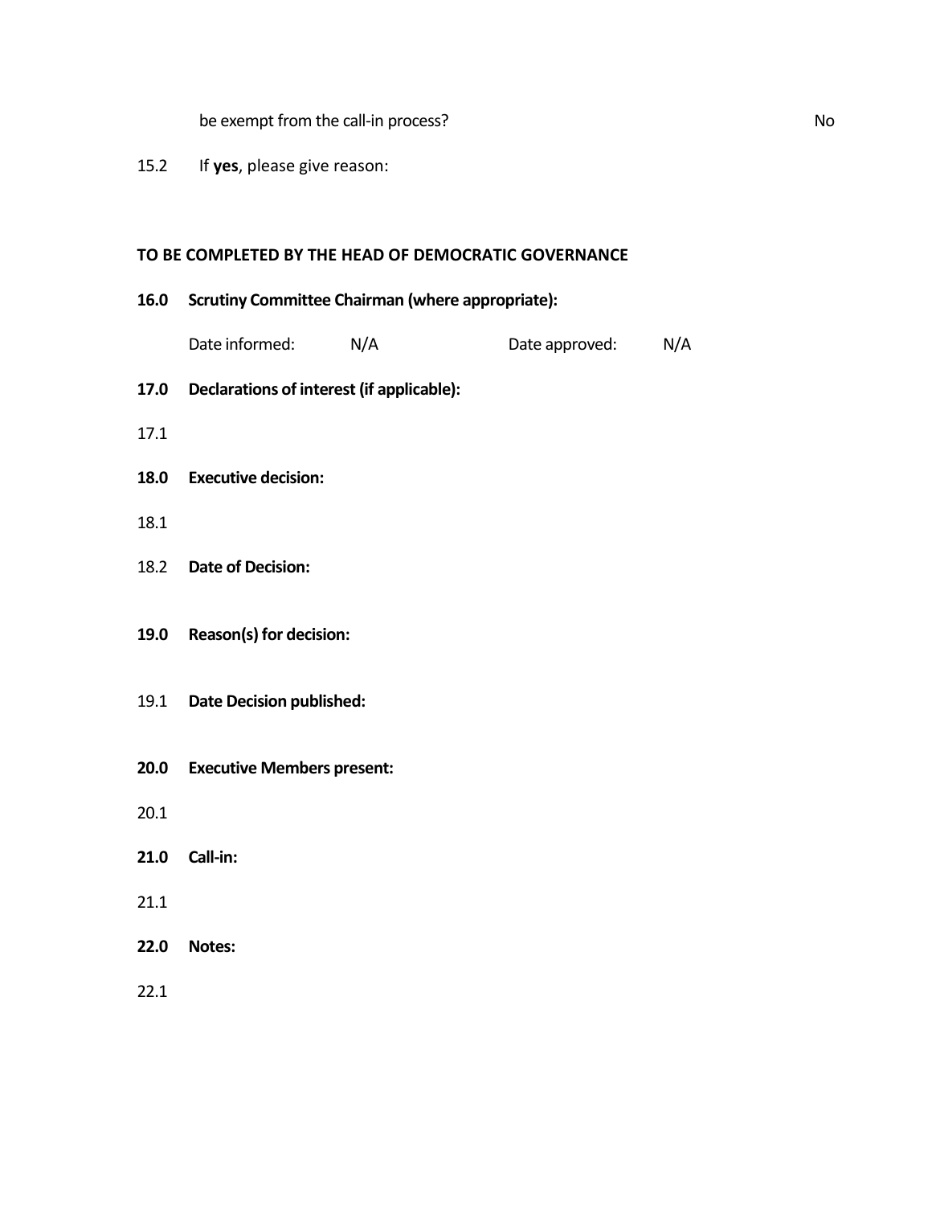be exempt from the call-in process? No

15.2 If **yes**, please give reason:

**TO BE COMPLETED BY THE HEAD OF DEMOCRATIC GOVERNANCE**

**16.0 Scrutiny Committee Chairman (where appropriate):**

Date informed: N/A Date approved: N/A

**17.0 Declarations of interest (if applicable):**

17.1

**18.0 Executive decision:**

18.1

18.2 **Date of Decision:**

**19.0 Reason(s) for decision:**

19.1 **Date Decision published:**

**20.0 Executive Members present:**

20.1

**21.0 Call-in:**

21.1

**22.0 Notes:**

22.1